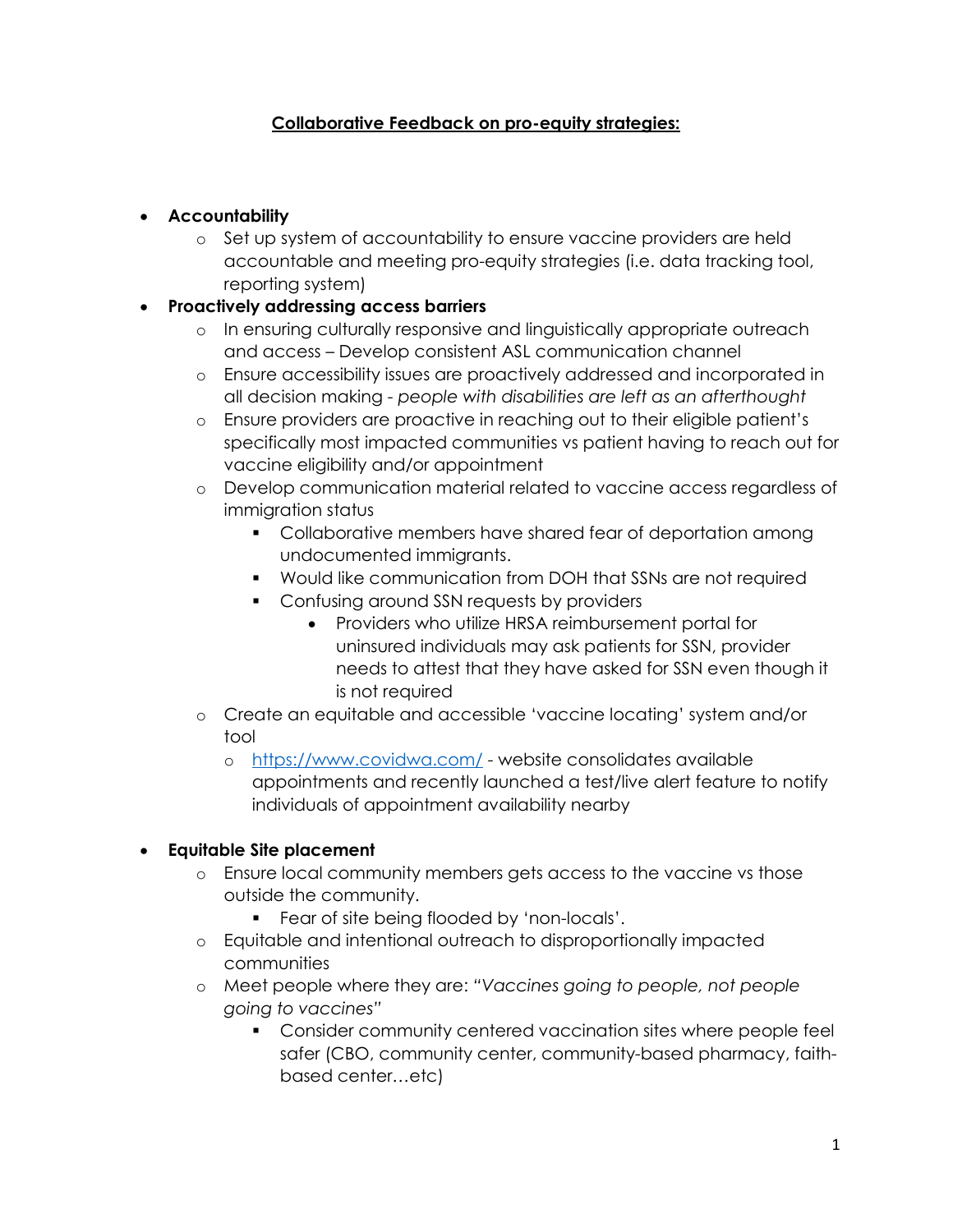# Collaborative Feedback on pro-equity strategies:

- **Accountability**
    - Set up system of accountability to ensure vaccine providers are held accountable and meeting pro-equity strategies (i.e. data tracking tool, reporting system)
- **Proactively addressing access barriers**
    - In ensuring culturally responsive and linguistically appropriate outreach and access – Develop consistent ASL communication channel
    - Ensure accessibility issues are proactively addressed and incorporated in all decision making - *people with disabilities are left as an afterthought*
    - Ensure providers are proactive in reaching out to their eligible patient's specifically most impacted communities vs patient having to reach out for vaccine eligibility and/or appointment
    - Develop communication material related to vaccine access regardless of immigration status
        - Collaborative members have shared fear of deportation among undocumented immigrants.
        - Would like communication from DOH that SSNs are not required
        - Confusing around SSN requests by providers
            - Providers who utilize HRSA reimbursement portal for uninsured individuals may ask patients for SSN, provider needs to attest that they have asked for SSN even though it is not required
    - Create an equitable and accessible 'vaccine locating' system and/or tool
        - [https://www.covidwa.com/](https://www.covidwa.com/) - website consolidates available appointments and recently launched a test/live alert feature to notify individuals of appointment availability nearby

- **Equitable Site placement**
    - Ensure local community members gets access to the vaccine vs those outside the community.
        - Fear of site being flooded by 'non-locals'.
    - Equitable and intentional outreach to disproportionally impacted communities
    - Meet people where they are: *"Vaccines going to people, not people going to vaccines"*
        - Consider community centered vaccination sites where people feel safer (CBO, community center, community-based pharmacy, faith-based center…etc)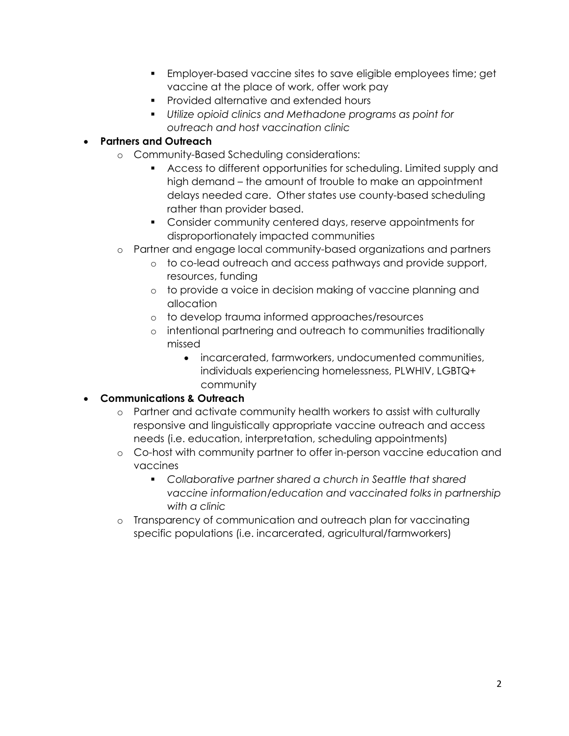- Employer-based vaccine sites to save eligible employees time; get vaccine at the place of work, offer work pay
        - Provided alternative and extended hours
        - *Utilize opioid clinics and Methadone programs as point for outreach and host vaccination clinic*

- **Partners and Outreach**
    - Community-Based Scheduling considerations:
        - Access to different opportunities for scheduling. Limited supply and high demand – the amount of trouble to make an appointment delays needed care. Other states use county-based scheduling rather than provider based.
        - Consider community centered days, reserve appointments for disproportionately impacted communities
    - Partner and engage local community-based organizations and partners
        - to co-lead outreach and access pathways and provide support, resources, funding
        - to provide a voice in decision making of vaccine planning and allocation
        - to develop trauma informed approaches/resources
        - intentional partnering and outreach to communities traditionally missed
            - incarcerated, farmworkers, undocumented communities, individuals experiencing homelessness, PLWHIV, LGBTQ+ community
- **Communications & Outreach**
    - Partner and activate community health workers to assist with culturally responsive and linguistically appropriate vaccine outreach and access needs (i.e. education, interpretation, scheduling appointments)
    - Co-host with community partner to offer in-person vaccine education and vaccines
        - *Collaborative partner shared a church in Seattle that shared vaccine information/education and vaccinated folks in partnership with a clinic*
    - Transparency of communication and outreach plan for vaccinating specific populations (i.e. incarcerated, agricultural/farmworkers)